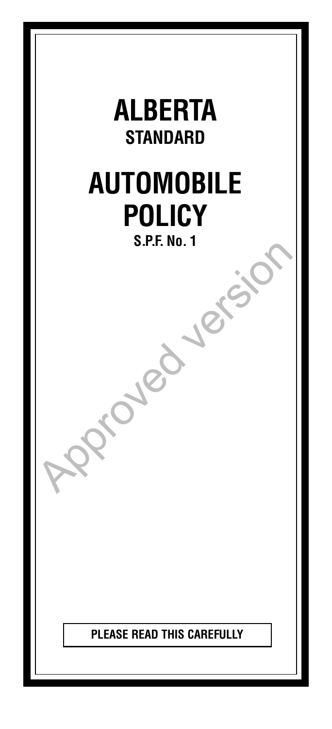# ALBERTA
## STANDARD

# AUTOMOBILE POLICY
### S.P.F. No. 1

**PLEASE READ THIS CAREFULLY**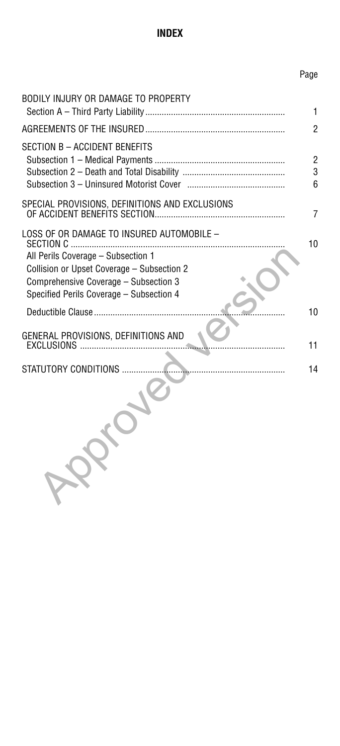# INDEX

| | Page |
|---|---|
| BODILY INJURY OR DAMAGE TO PROPERTY | |
| Section A – Third Party Liability | 1 |
| AGREEMENTS OF THE INSURED | 2 |
| SECTION B – ACCIDENT BENEFITS | |
| Subsection 1 – Medical Payments | 2 |
| Subsection 2 – Death and Total Disability | 3 |
| Subsection 3 – Uninsured Motorist Cover | 6 |
| SPECIAL PROVISIONS, DEFINITIONS AND EXCLUSIONS OF ACCIDENT BENEFITS SECTION | 7 |
| LOSS OF OR DAMAGE TO INSURED AUTOMOBILE – SECTION C | 10 |
| All Perils Coverage – Subsection 1 | |
| Collision or Upset Coverage – Subsection 2 | |
| Comprehensive Coverage – Subsection 3 | |
| Specified Perils Coverage – Subsection 4 | |
| Deductible Clause | 10 |
| GENERAL PROVISIONS, DEFINITIONS AND EXCLUSIONS | 11 |
| STATUTORY CONDITIONS | 14 |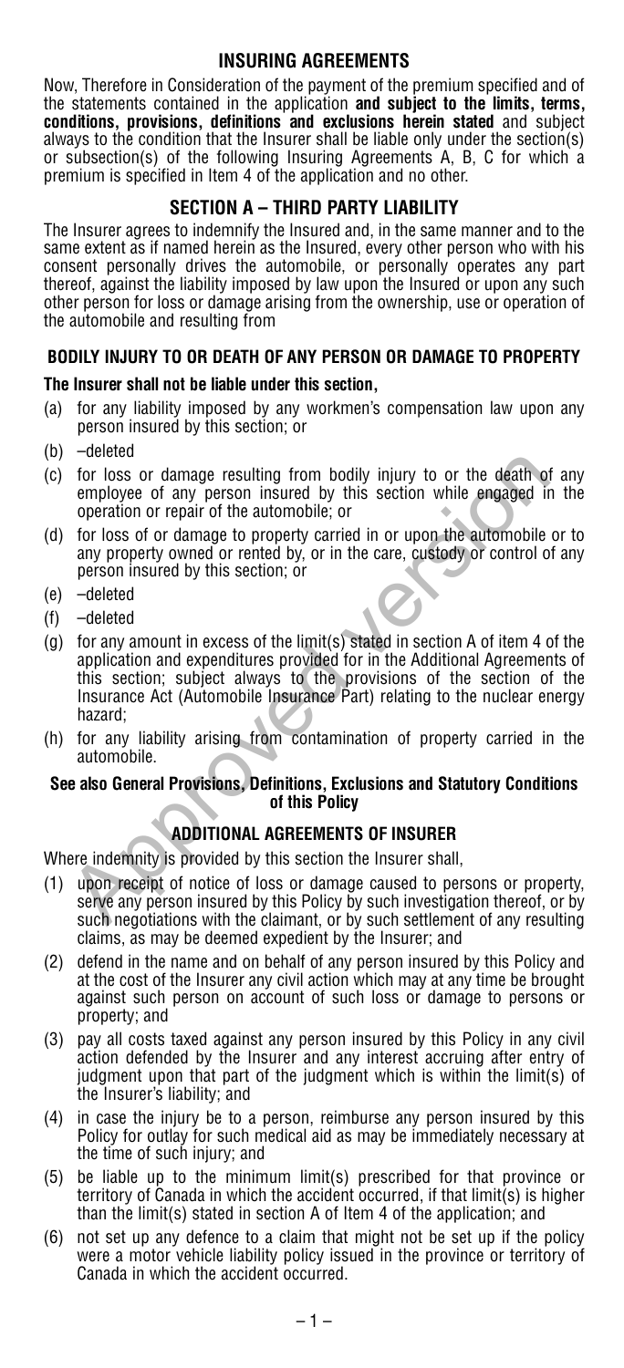## INSURING AGREEMENTS

Now, Therefore in Consideration of the payment of the premium specified and of the statements contained in the application **and subject to the limits, terms, conditions, provisions, definitions and exclusions herein stated** and subject always to the condition that the Insurer shall be liable only under the section(s) or subsection(s) of the following Insuring Agreements A, B, C for which a premium is specified in Item 4 of the application and no other.

## SECTION A – THIRD PARTY LIABILITY

The Insurer agrees to indemnify the Insured and, in the same manner and to the same extent as if named herein as the Insured, every other person who with his consent personally drives the automobile, or personally operates any part thereof, against the liability imposed by law upon the Insured or upon any such other person for loss or damage arising from the ownership, use or operation of the automobile and resulting from

### BODILY INJURY TO OR DEATH OF ANY PERSON OR DAMAGE TO PROPERTY

**The Insurer shall not be liable under this section,**

(a) for any liability imposed by any workmen's compensation law upon any person insured by this section; or

(b) –deleted

(c) for loss or damage resulting from bodily injury to or the death of any employee of any person insured by this section while engaged in the operation or repair of the automobile; or

(d) for loss of or damage to property carried in or upon the automobile or to any property owned or rented by, or in the care, custody or control of any person insured by this section; or

(e) –deleted

(f) –deleted

(g) for any amount in excess of the limit(s) stated in section A of item 4 of the application and expenditures provided for in the Additional Agreements of this section; subject always to the provisions of the section of the Insurance Act (Automobile Insurance Part) relating to the nuclear energy hazard;

(h) for any liability arising from contamination of property carried in the automobile.

**See also General Provisions, Definitions, Exclusions and Statutory Conditions of this Policy**

### ADDITIONAL AGREEMENTS OF INSURER

Where indemnity is provided by this section the Insurer shall,

(1) upon receipt of notice of loss or damage caused to persons or property, serve any person insured by this Policy by such investigation thereof, or by such negotiations with the claimant, or by such settlement of any resulting claims, as may be deemed expedient by the Insurer; and

(2) defend in the name and on behalf of any person insured by this Policy and at the cost of the Insurer any civil action which may at any time be brought against such person on account of such loss or damage to persons or property; and

(3) pay all costs taxed against any person insured by this Policy in any civil action defended by the Insurer and any interest accruing after entry of judgment upon that part of the judgment which is within the limit(s) of the Insurer's liability; and

(4) in case the injury be to a person, reimburse any person insured by this Policy for outlay for such medical aid as may be immediately necessary at the time of such injury; and

(5) be liable up to the minimum limit(s) prescribed for that province or territory of Canada in which the accident occurred, if that limit(s) is higher than the limit(s) stated in section A of Item 4 of the application; and

(6) not set up any defence to a claim that might not be set up if the policy were a motor vehicle liability policy issued in the province or territory of Canada in which the accident occurred.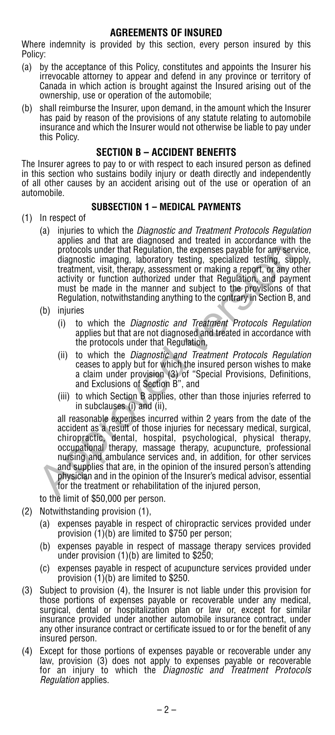## AGREEMENTS OF INSURED

Where indemnity is provided by this section, every person insured by this Policy:

(a) by the acceptance of this Policy, constitutes and appoints the Insurer his irrevocable attorney to appear and defend in any province or territory of Canada in which action is brought against the Insured arising out of the ownership, use or operation of the automobile;

(b) shall reimburse the Insurer, upon demand, in the amount which the Insurer has paid by reason of the provisions of any statute relating to automobile insurance and which the Insurer would not otherwise be liable to pay under this Policy.

## SECTION B – ACCIDENT BENEFITS

The Insurer agrees to pay to or with respect to each insured person as defined in this section who sustains bodily injury or death directly and independently of all other causes by an accident arising out of the use or operation of an automobile.

### SUBSECTION 1 – MEDICAL PAYMENTS

(1) In respect of

(a) injuries to which the *Diagnostic and Treatment Protocols Regulation* applies and that are diagnosed and treated in accordance with the protocols under that Regulation, the expenses payable for any service, diagnostic imaging, laboratory testing, specialized testing, supply, treatment, visit, therapy, assessment or making a report, or any other activity or function authorized under that Regulation, and payment must be made in the manner and subject to the provisions of that Regulation, notwithstanding anything to the contrary in Section B, and

(b) injuries

(i) to which the *Diagnostic and Treatment Protocols Regulation* applies but that are not diagnosed and treated in accordance with the protocols under that Regulation,

(ii) to which the *Diagnostic and Treatment Protocols Regulation* ceases to apply but for which the insured person wishes to make a claim under provision (3) of "Special Provisions, Definitions, and Exclusions of Section B", and

(iii) to which Section B applies, other than those injuries referred to in subclauses (i) and (ii),

all reasonable expenses incurred within 2 years from the date of the accident as a result of those injuries for necessary medical, surgical, chiropractic, dental, hospital, psychological, physical therapy, occupational therapy, massage therapy, acupuncture, professional nursing and ambulance services and, in addition, for other services and supplies that are, in the opinion of the insured person's attending physician and in the opinion of the Insurer's medical advisor, essential for the treatment or rehabilitation of the injured person,

to the limit of $50,000 per person.

(2) Notwithstanding provision (1),

(a) expenses payable in respect of chiropractic services provided under provision (1)(b) are limited to $750 per person;

(b) expenses payable in respect of massage therapy services provided under provision (1)(b) are limited to $250;

(c) expenses payable in respect of acupuncture services provided under provision (1)(b) are limited to $250.

(3) Subject to provision (4), the Insurer is not liable under this provision for those portions of expenses payable or recoverable under any medical, surgical, dental or hospitalization plan or law or, except for similar insurance provided under another automobile insurance contract, under any other insurance contract or certificate issued to or for the benefit of any insured person.

(4) Except for those portions of expenses payable or recoverable under any law, provision (3) does not apply to expenses payable or recoverable for an injury to which the *Diagnostic and Treatment Protocols Regulation* applies.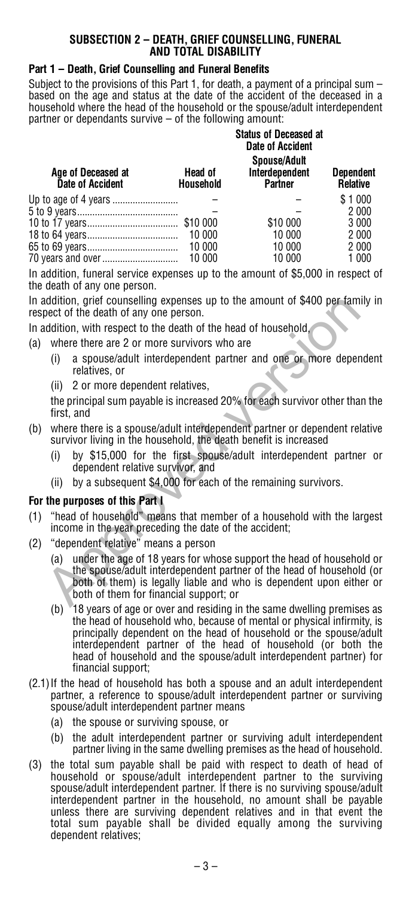## SUBSECTION 2 – DEATH, GRIEF COUNSELLING, FUNERAL AND TOTAL DISABILITY

### Part 1 – Death, Grief Counselling and Funeral Benefits

Subject to the provisions of this Part 1, for death, a payment of a principal sum – based on the age and status at the date of the accident of the deceased in a household where the head of the household or the spouse/adult interdependent partner or dependants survive – of the following amount:

| Age of Deceased at Date of Accident | Status of Deceased at Date of Accident: Head of Household | Spouse/Adult Interdependent Partner | Dependent Relative |
|---|---|---|---|
| Up to age of 4 years | – | – | $ 1 000 |
| 5 to 9 years | – | – | 2 000 |
| 10 to 17 years | $10 000 | $10 000 | 3 000 |
| 18 to 64 years | 10 000 | 10 000 | 2 000 |
| 65 to 69 years | 10 000 | 10 000 | 2 000 |
| 70 years and over | 10 000 | 10 000 | 1 000 |

In addition, funeral service expenses up to the amount of $5,000 in respect of the death of any one person.

In addition, grief counselling expenses up to the amount of $400 per family in respect of the death of any one person.

In addition, with respect to the death of the head of household,

(a) where there are 2 or more survivors who are

(i) a spouse/adult interdependent partner and one or more dependent relatives, or

(ii) 2 or more dependent relatives,

the principal sum payable is increased 20% for each survivor other than the first, and

(b) where there is a spouse/adult interdependent partner or dependent relative survivor living in the household, the death benefit is increased

(i) by $15,000 for the first spouse/adult interdependent partner or dependent relative survivor, and

(ii) by a subsequent $4,000 for each of the remaining survivors.

**For the purposes of this Part I**

(1) "head of household" means that member of a household with the largest income in the year preceding the date of the accident;

(2) "dependent relative" means a person

(a) under the age of 18 years for whose support the head of household or the spouse/adult interdependent partner of the head of household (or both of them) is legally liable and who is dependent upon either or both of them for financial support; or

(b) 18 years of age or over and residing in the same dwelling premises as the head of household who, because of mental or physical infirmity, is principally dependent on the head of household or the spouse/adult interdependent partner of the head of household (or both the head of household and the spouse/adult interdependent partner) for financial support;

(2.1) If the head of household has both a spouse and an adult interdependent partner, a reference to spouse/adult interdependent partner or surviving spouse/adult interdependent partner means

(a) the spouse or surviving spouse, or

(b) the adult interdependent partner or surviving adult interdependent partner living in the same dwelling premises as the head of household.

(3) the total sum payable shall be paid with respect to death of head of household or spouse/adult interdependent partner to the surviving spouse/adult interdependent partner. If there is no surviving spouse/adult interdependent partner in the household, no amount shall be payable unless there are surviving dependent relatives and in that event the total sum payable shall be divided equally among the surviving dependent relatives;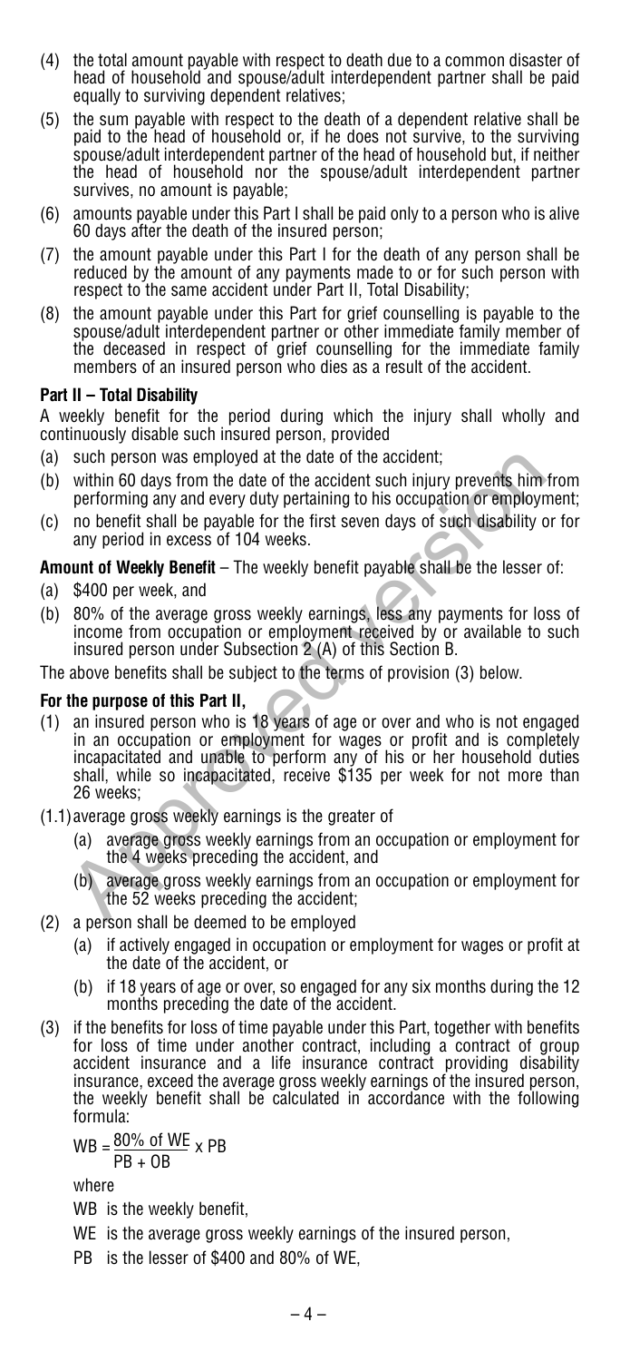(4) the total amount payable with respect to death due to a common disaster of head of household and spouse/adult interdependent partner shall be paid equally to surviving dependent relatives;

(5) the sum payable with respect to the death of a dependent relative shall be paid to the head of household or, if he does not survive, to the surviving spouse/adult interdependent partner of the head of household but, if neither the head of household nor the spouse/adult interdependent partner survives, no amount is payable;

(6) amounts payable under this Part I shall be paid only to a person who is alive 60 days after the death of the insured person;

(7) the amount payable under this Part I for the death of any person shall be reduced by the amount of any payments made to or for such person with respect to the same accident under Part II, Total Disability;

(8) the amount payable under this Part for grief counselling is payable to the spouse/adult interdependent partner or other immediate family member of the deceased in respect of grief counselling for the immediate family members of an insured person who dies as a result of the accident.

**Part II – Total Disability**

A weekly benefit for the period during which the injury shall wholly and continuously disable such insured person, provided

(a) such person was employed at the date of the accident;

(b) within 60 days from the date of the accident such injury prevents him from performing any and every duty pertaining to his occupation or employment;

(c) no benefit shall be payable for the first seven days of such disability or for any period in excess of 104 weeks.

**Amount of Weekly Benefit** – The weekly benefit payable shall be the lesser of:

(a) $400 per week, and

(b) 80% of the average gross weekly earnings, less any payments for loss of income from occupation or employment received by or available to such insured person under Subsection 2 (A) of this Section B.

The above benefits shall be subject to the terms of provision (3) below.

**For the purpose of this Part II,**

(1) an insured person who is 18 years of age or over and who is not engaged in an occupation or employment for wages or profit and is completely incapacitated and unable to perform any of his or her household duties shall, while so incapacitated, receive $135 per week for not more than 26 weeks;

(1.1) average gross weekly earnings is the greater of

  (a) average gross weekly earnings from an occupation or employment for the 4 weeks preceding the accident, and

  (b) average gross weekly earnings from an occupation or employment for the 52 weeks preceding the accident;

(2) a person shall be deemed to be employed

  (a) if actively engaged in occupation or employment for wages or profit at the date of the accident, or

  (b) if 18 years of age or over, so engaged for any six months during the 12 months preceding the date of the accident.

(3) if the benefits for loss of time payable under this Part, together with benefits for loss of time under another contract, including a contract of group accident insurance and a life insurance contract providing disability insurance, exceed the average gross weekly earnings of the insured person, the weekly benefit shall be calculated in accordance with the following formula:

$$WB = \frac{80\% \text{ of } WE}{PB + OB} \times PB$$

where

WB is the weekly benefit,

WE is the average gross weekly earnings of the insured person,

PB is the lesser of $400 and 80% of WE,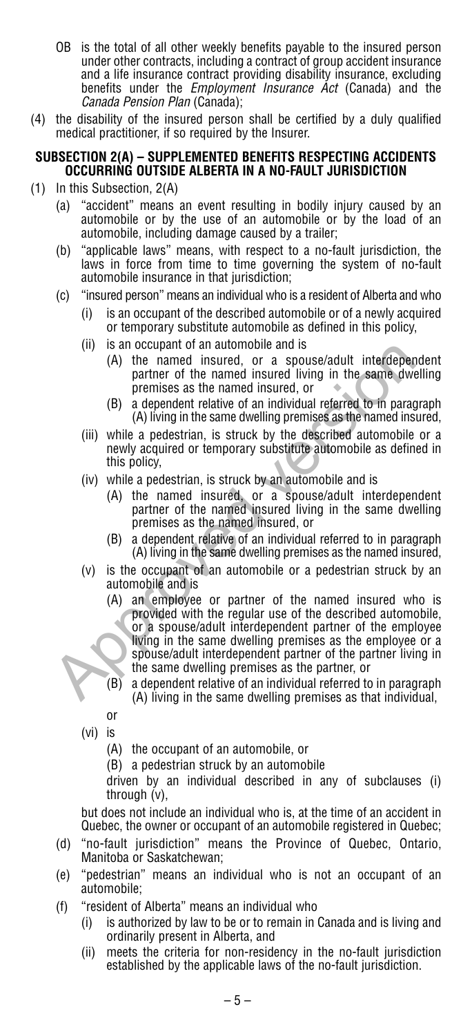OB is the total of all other weekly benefits payable to the insured person under other contracts, including a contract of group accident insurance and a life insurance contract providing disability insurance, excluding benefits under the *Employment Insurance Act* (Canada) and the *Canada Pension Plan* (Canada);

(4) the disability of the insured person shall be certified by a duly qualified medical practitioner, if so required by the Insurer.

## SUBSECTION 2(A) – SUPPLEMENTED BENEFITS RESPECTING ACCIDENTS OCCURRING OUTSIDE ALBERTA IN A NO-FAULT JURISDICTION

(1) In this Subsection, 2(A)

- (a) "accident" means an event resulting in bodily injury caused by an automobile or by the use of an automobile or by the load of an automobile, including damage caused by a trailer;
- (b) "applicable laws" means, with respect to a no-fault jurisdiction, the laws in force from time to time governing the system of no-fault automobile insurance in that jurisdiction;
- (c) "insured person" means an individual who is a resident of Alberta and who
  - (i) is an occupant of the described automobile or of a newly acquired or temporary substitute automobile as defined in this policy,
  - (ii) is an occupant of an automobile and is
    - (A) the named insured, or a spouse/adult interdependent partner of the named insured living in the same dwelling premises as the named insured, or
    - (B) a dependent relative of an individual referred to in paragraph (A) living in the same dwelling premises as the named insured,
  - (iii) while a pedestrian, is struck by the described automobile or a newly acquired or temporary substitute automobile as defined in this policy,
  - (iv) while a pedestrian, is struck by an automobile and is
    - (A) the named insured, or a spouse/adult interdependent partner of the named insured living in the same dwelling premises as the named insured, or
    - (B) a dependent relative of an individual referred to in paragraph (A) living in the same dwelling premises as the named insured,
  - (v) is the occupant of an automobile or a pedestrian struck by an automobile and is
    - (A) an employee or partner of the named insured who is provided with the regular use of the described automobile, or a spouse/adult interdependent partner of the employee living in the same dwelling premises as the employee or a spouse/adult interdependent partner of the partner living in the same dwelling premises as the partner, or
    - (B) a dependent relative of an individual referred to in paragraph (A) living in the same dwelling premises as that individual,

    or
  - (vi) is
    - (A) the occupant of an automobile, or
    - (B) a pedestrian struck by an automobile

    driven by an individual described in any of subclauses (i) through (v),

  but does not include an individual who is, at the time of an accident in Quebec, the owner or occupant of an automobile registered in Quebec;
- (d) "no-fault jurisdiction" means the Province of Quebec, Ontario, Manitoba or Saskatchewan;
- (e) "pedestrian" means an individual who is not an occupant of an automobile;
- (f) "resident of Alberta" means an individual who
  - (i) is authorized by law to be or to remain in Canada and is living and ordinarily present in Alberta, and
  - (ii) meets the criteria for non-residency in the no-fault jurisdiction established by the applicable laws of the no-fault jurisdiction.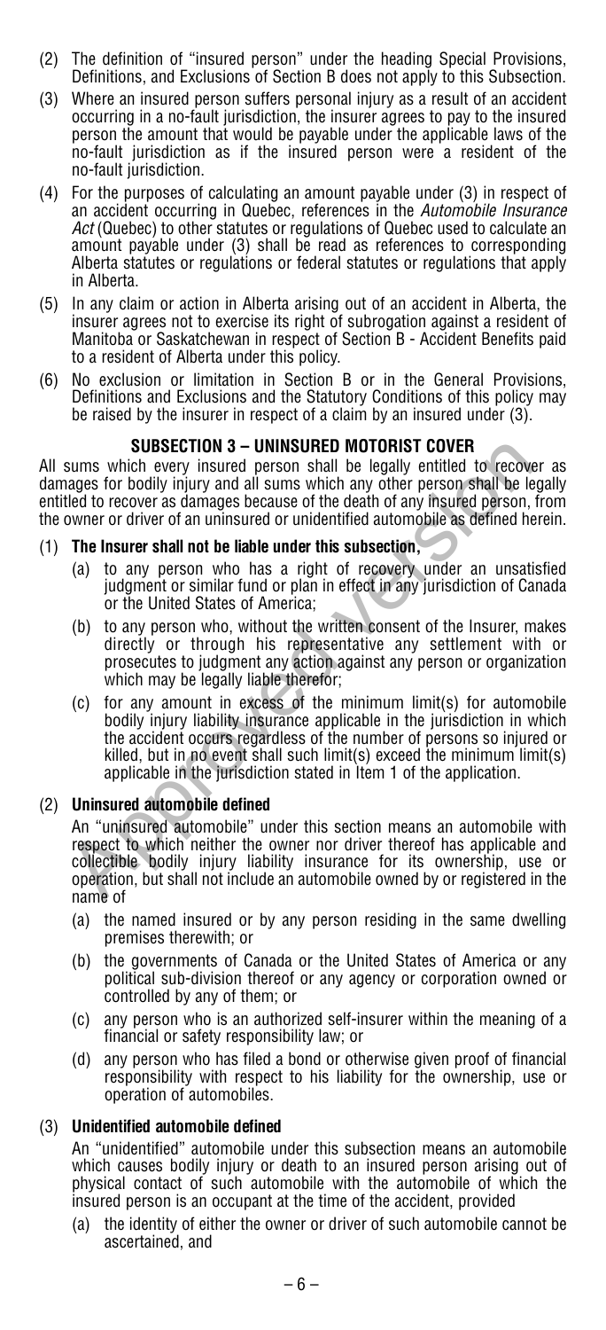(2) The definition of "insured person" under the heading Special Provisions, Definitions, and Exclusions of Section B does not apply to this Subsection.

(3) Where an insured person suffers personal injury as a result of an accident occurring in a no-fault jurisdiction, the insurer agrees to pay to the insured person the amount that would be payable under the applicable laws of the no-fault jurisdiction as if the insured person were a resident of the no-fault jurisdiction.

(4) For the purposes of calculating an amount payable under (3) in respect of an accident occurring in Quebec, references in the *Automobile Insurance Act* (Quebec) to other statutes or regulations of Quebec used to calculate an amount payable under (3) shall be read as references to corresponding Alberta statutes or regulations or federal statutes or regulations that apply in Alberta.

(5) In any claim or action in Alberta arising out of an accident in Alberta, the insurer agrees not to exercise its right of subrogation against a resident of Manitoba or Saskatchewan in respect of Section B - Accident Benefits paid to a resident of Alberta under this policy.

(6) No exclusion or limitation in Section B or in the General Provisions, Definitions and Exclusions and the Statutory Conditions of this policy may be raised by the insurer in respect of a claim by an insured under (3).

## SUBSECTION 3 – UNINSURED MOTORIST COVER

All sums which every insured person shall be legally entitled to recover as damages for bodily injury and all sums which any other person shall be legally entitled to recover as damages because of the death of any insured person, from the owner or driver of an uninsured or unidentified automobile as defined herein.

(1) **The Insurer shall not be liable under this subsection,**

   (a) to any person who has a right of recovery under an unsatisfied judgment or similar fund or plan in effect in any jurisdiction of Canada or the United States of America;

   (b) to any person who, without the written consent of the Insurer, makes directly or through his representative any settlement with or prosecutes to judgment any action against any person or organization which may be legally liable therefor;

   (c) for any amount in excess of the minimum limit(s) for automobile bodily injury liability insurance applicable in the jurisdiction in which the accident occurs regardless of the number of persons so injured or killed, but in no event shall such limit(s) exceed the minimum limit(s) applicable in the jurisdiction stated in Item 1 of the application.

(2) **Uninsured automobile defined**

   An "uninsured automobile" under this section means an automobile with respect to which neither the owner nor driver thereof has applicable and collectible bodily injury liability insurance for its ownership, use or operation, but shall not include an automobile owned by or registered in the name of

   (a) the named insured or by any person residing in the same dwelling premises therewith; or

   (b) the governments of Canada or the United States of America or any political sub-division thereof or any agency or corporation owned or controlled by any of them; or

   (c) any person who is an authorized self-insurer within the meaning of a financial or safety responsibility law; or

   (d) any person who has filed a bond or otherwise given proof of financial responsibility with respect to his liability for the ownership, use or operation of automobiles.

(3) **Unidentified automobile defined**

   An "unidentified" automobile under this subsection means an automobile which causes bodily injury or death to an insured person arising out of physical contact of such automobile with the automobile of which the insured person is an occupant at the time of the accident, provided

   (a) the identity of either the owner or driver of such automobile cannot be ascertained, and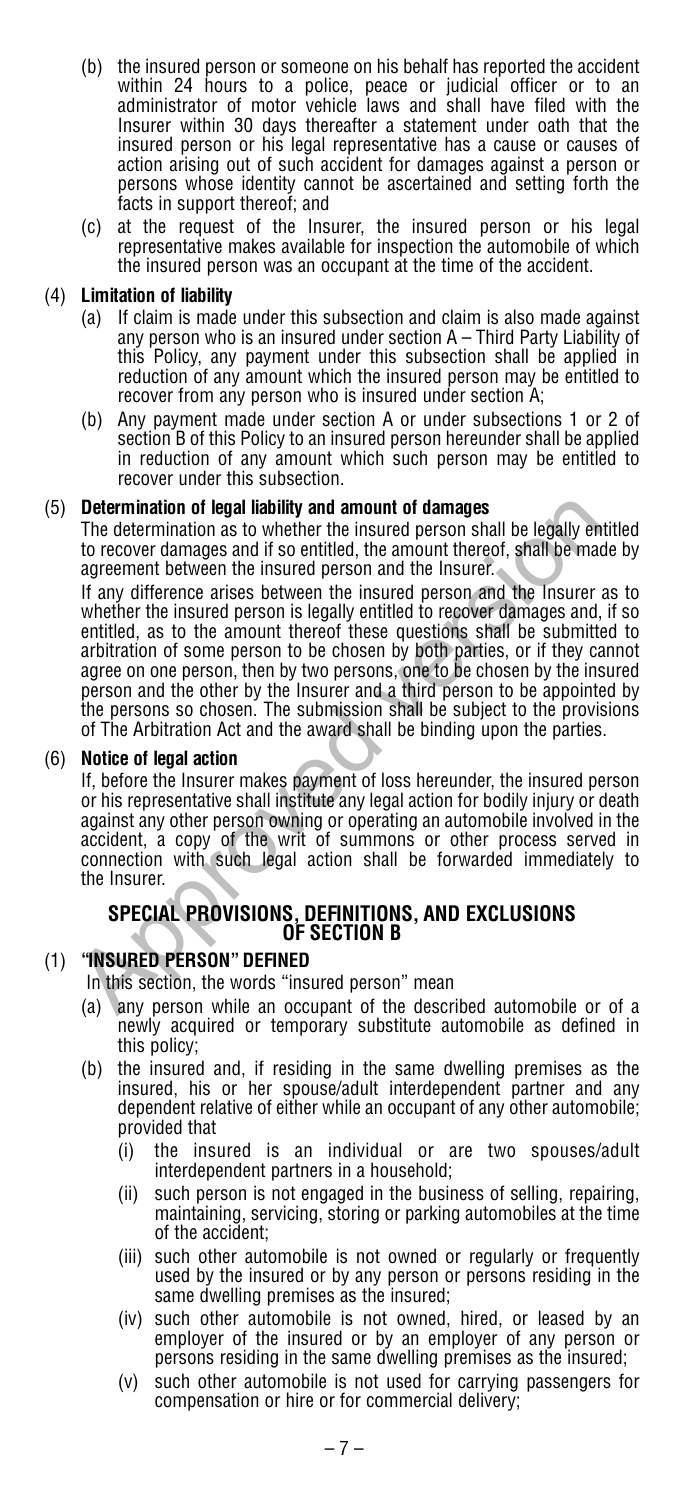(b) the insured person or someone on his behalf has reported the accident within 24 hours to a police, peace or judicial officer or to an administrator of motor vehicle laws and shall have filed with the Insurer within 30 days thereafter a statement under oath that the insured person or his legal representative has a cause or causes of action arising out of such accident for damages against a person or persons whose identity cannot be ascertained and setting forth the facts in support thereof; and

(c) at the request of the Insurer, the insured person or his legal representative makes available for inspection the automobile of which the insured person was an occupant at the time of the accident.

(4) **Limitation of liability**

(a) If claim is made under this subsection and claim is also made against any person who is an insured under section A – Third Party Liability of this Policy, any payment under this subsection shall be applied in reduction of any amount which the insured person may be entitled to recover from any person who is insured under section A;

(b) Any payment made under section A or under subsections 1 or 2 of section B of this Policy to an insured person hereunder shall be applied in reduction of any amount which such person may be entitled to recover under this subsection.

(5) **Determination of legal liability and amount of damages**

The determination as to whether the insured person shall be legally entitled to recover damages and if so entitled, the amount thereof, shall be made by agreement between the insured person and the Insurer.

If any difference arises between the insured person and the Insurer as to whether the insured person is legally entitled to recover damages and, if so entitled, as to the amount thereof these questions shall be submitted to arbitration of some person to be chosen by both parties, or if they cannot agree on one person, then by two persons, one to be chosen by the insured person and the other by the Insurer and a third person to be appointed by the persons so chosen. The submission shall be subject to the provisions of The Arbitration Act and the award shall be binding upon the parties.

(6) **Notice of legal action**

If, before the Insurer makes payment of loss hereunder, the insured person or his representative shall institute any legal action for bodily injury or death against any other person owning or operating an automobile involved in the accident, a copy of the writ of summons or other process served in connection with such legal action shall be forwarded immediately to the Insurer.

## SPECIAL PROVISIONS, DEFINITIONS, AND EXCLUSIONS OF SECTION B

(1) **"INSURED PERSON" DEFINED**

In this section, the words "insured person" mean

(a) any person while an occupant of the described automobile or of a newly acquired or temporary substitute automobile as defined in this policy;

(b) the insured and, if residing in the same dwelling premises as the insured, his or her spouse/adult interdependent partner and any dependent relative of either while an occupant of any other automobile; provided that

(i) the insured is an individual or are two spouses/adult interdependent partners in a household;

(ii) such person is not engaged in the business of selling, repairing, maintaining, servicing, storing or parking automobiles at the time of the accident;

(iii) such other automobile is not owned or regularly or frequently used by the insured or by any person or persons residing in the same dwelling premises as the insured;

(iv) such other automobile is not owned, hired, or leased by an employer of the insured or by an employer of any person or persons residing in the same dwelling premises as the insured;

(v) such other automobile is not used for carrying passengers for compensation or hire or for commercial delivery;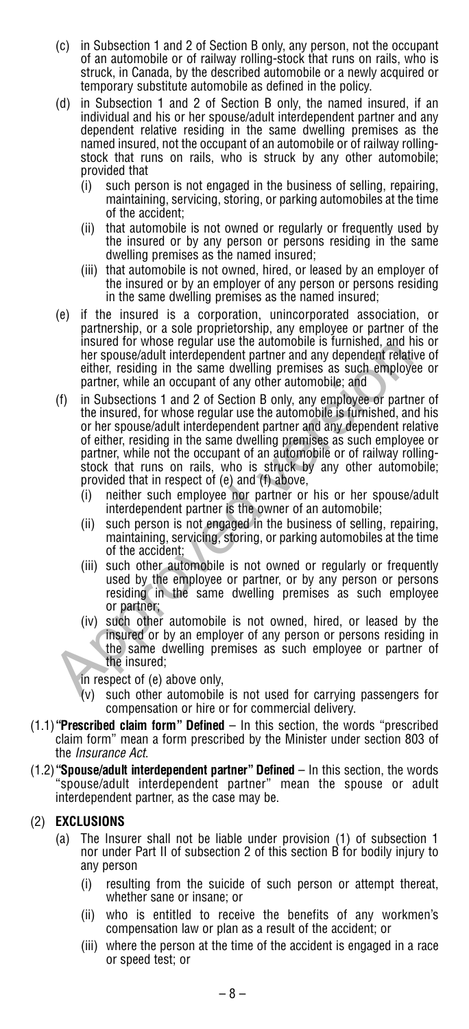- (c) in Subsection 1 and 2 of Section B only, any person, not the occupant of an automobile or of railway rolling-stock that runs on rails, who is struck, in Canada, by the described automobile or a newly acquired or temporary substitute automobile as defined in the policy.
- (d) in Subsection 1 and 2 of Section B only, the named insured, if an individual and his or her spouse/adult interdependent partner and any dependent relative residing in the same dwelling premises as the named insured, not the occupant of an automobile or of railway rolling-stock that runs on rails, who is struck by any other automobile; provided that
  - (i) such person is not engaged in the business of selling, repairing, maintaining, servicing, storing, or parking automobiles at the time of the accident;
  - (ii) that automobile is not owned or regularly or frequently used by the insured or by any person or persons residing in the same dwelling premises as the named insured;
  - (iii) that automobile is not owned, hired, or leased by an employer of the insured or by an employer of any person or persons residing in the same dwelling premises as the named insured;
- (e) if the insured is a corporation, unincorporated association, or partnership, or a sole proprietorship, any employee or partner of the insured for whose regular use the automobile is furnished, and his or her spouse/adult interdependent partner and any dependent relative of either, residing in the same dwelling premises as such employee or partner, while an occupant of any other automobile; and
- (f) in Subsections 1 and 2 of Section B only, any employee or partner of the insured, for whose regular use the automobile is furnished, and his or her spouse/adult interdependent partner and any dependent relative of either, residing in the same dwelling premises as such employee or partner, while not the occupant of an automobile or of railway rolling-stock that runs on rails, who is struck by any other automobile; provided that in respect of (e) and (f) above,
  - (i) neither such employee nor partner or his or her spouse/adult interdependent partner is the owner of an automobile;
  - (ii) such person is not engaged in the business of selling, repairing, maintaining, servicing, storing, or parking automobiles at the time of the accident;
  - (iii) such other automobile is not owned or regularly or frequently used by the employee or partner, or by any person or persons residing in the same dwelling premises as such employee or partner;
  - (iv) such other automobile is not owned, hired, or leased by the insured or by an employer of any person or persons residing in the same dwelling premises as such employee or partner of the insured;

  in respect of (e) above only,
  - (v) such other automobile is not used for carrying passengers for compensation or hire or for commercial delivery.

(1.1) **"Prescribed claim form" Defined** – In this section, the words "prescribed claim form" mean a form prescribed by the Minister under section 803 of the *Insurance Act*.

(1.2) **"Spouse/adult interdependent partner" Defined** – In this section, the words "spouse/adult interdependent partner" mean the spouse or adult interdependent partner, as the case may be.

(2) **EXCLUSIONS**

- (a) The Insurer shall not be liable under provision (1) of subsection 1 nor under Part II of subsection 2 of this section B for bodily injury to any person
  - (i) resulting from the suicide of such person or attempt thereat, whether sane or insane; or
  - (ii) who is entitled to receive the benefits of any workmen's compensation law or plan as a result of the accident; or
  - (iii) where the person at the time of the accident is engaged in a race or speed test; or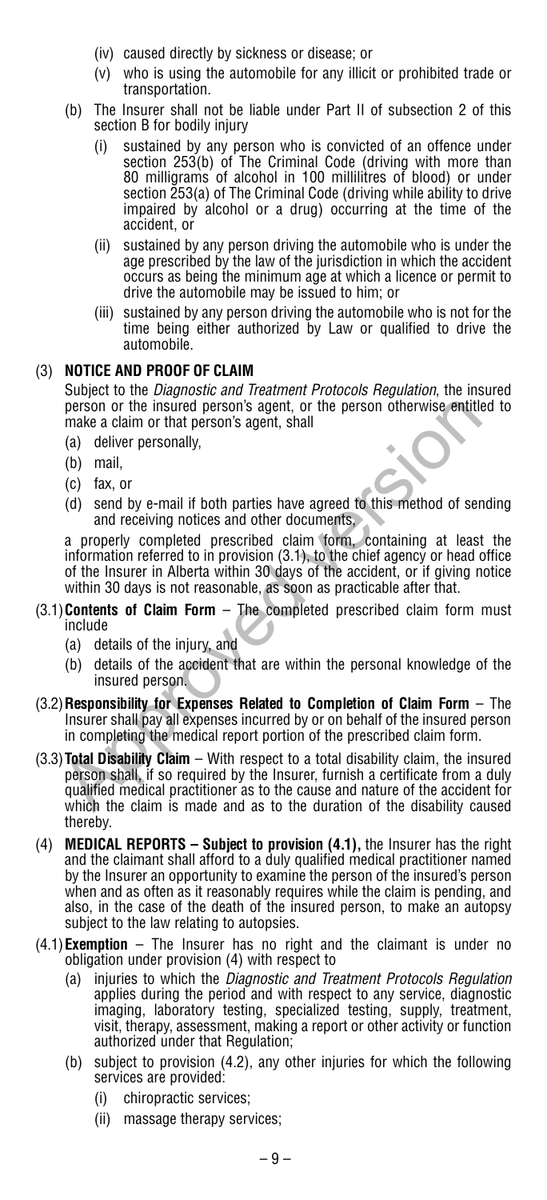- (iv) caused directly by sickness or disease; or
- (v) who is using the automobile for any illicit or prohibited trade or transportation.

(b) The Insurer shall not be liable under Part II of subsection 2 of this section B for bodily injury

- (i) sustained by any person who is convicted of an offence under section 253(b) of The Criminal Code (driving with more than 80 milligrams of alcohol in 100 millilitres of blood) or under section 253(a) of The Criminal Code (driving while ability to drive impaired by alcohol or a drug) occurring at the time of the accident, or
- (ii) sustained by any person driving the automobile who is under the age prescribed by the law of the jurisdiction in which the accident occurs as being the minimum age at which a licence or permit to drive the automobile may be issued to him; or
- (iii) sustained by any person driving the automobile who is not for the time being either authorized by Law or qualified to drive the automobile.

### (3) NOTICE AND PROOF OF CLAIM

Subject to the *Diagnostic and Treatment Protocols Regulation*, the insured person or the insured person's agent, or the person otherwise entitled to make a claim or that person's agent, shall

- (a) deliver personally,
- (b) mail,
- (c) fax, or
- (d) send by e-mail if both parties have agreed to this method of sending and receiving notices and other documents,

a properly completed prescribed claim form, containing at least the information referred to in provision (3.1), to the chief agency or head office of the Insurer in Alberta within 30 days of the accident, or if giving notice within 30 days is not reasonable, as soon as practicable after that.

(3.1) **Contents of Claim Form** – The completed prescribed claim form must include

- (a) details of the injury, and
- (b) details of the accident that are within the personal knowledge of the insured person.

(3.2) **Responsibility for Expenses Related to Completion of Claim Form** – The Insurer shall pay all expenses incurred by or on behalf of the insured person in completing the medical report portion of the prescribed claim form.

(3.3) **Total Disability Claim** – With respect to a total disability claim, the insured person shall, if so required by the Insurer, furnish a certificate from a duly qualified medical practitioner as to the cause and nature of the accident for which the claim is made and as to the duration of the disability caused thereby.

(4) **MEDICAL REPORTS – Subject to provision (4.1),** the Insurer has the right and the claimant shall afford to a duly qualified medical practitioner named by the Insurer an opportunity to examine the person of the insured's person when and as often as it reasonably requires while the claim is pending, and also, in the case of the death of the insured person, to make an autopsy subject to the law relating to autopsies.

(4.1) **Exemption** – The Insurer has no right and the claimant is under no obligation under provision (4) with respect to

- (a) injuries to which the *Diagnostic and Treatment Protocols Regulation* applies during the period and with respect to any service, diagnostic imaging, laboratory testing, specialized testing, supply, treatment, visit, therapy, assessment, making a report or other activity or function authorized under that Regulation;
- (b) subject to provision (4.2), any other injuries for which the following services are provided:
  - (i) chiropractic services;
  - (ii) massage therapy services;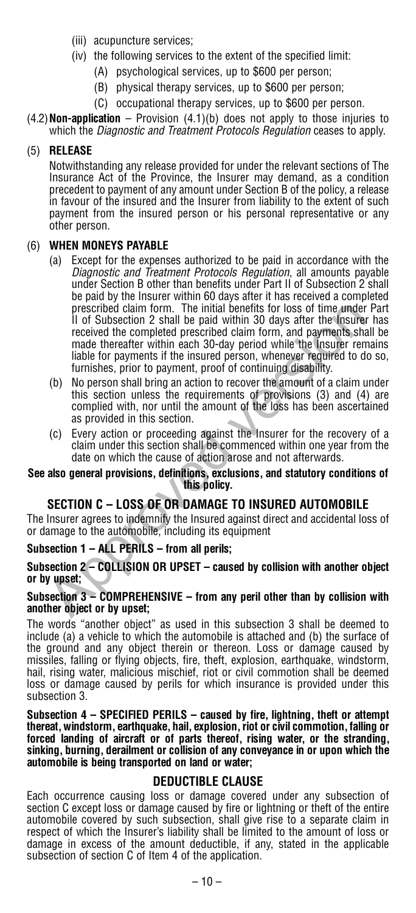(iii) acupuncture services;

(iv) the following services to the extent of the specified limit:

(A) psychological services, up to $600 per person;

(B) physical therapy services, up to $600 per person;

(C) occupational therapy services, up to $600 per person.

(4.2) **Non-application** – Provision (4.1)(b) does not apply to those injuries to which the *Diagnostic and Treatment Protocols Regulation* ceases to apply.

(5) **RELEASE**

Notwithstanding any release provided for under the relevant sections of The Insurance Act of the Province, the Insurer may demand, as a condition precedent to payment of any amount under Section B of the policy, a release in favour of the insured and the Insurer from liability to the extent of such payment from the insured person or his personal representative or any other person.

(6) **WHEN MONEYS PAYABLE**

(a) Except for the expenses authorized to be paid in accordance with the *Diagnostic and Treatment Protocols Regulation*, all amounts payable under Section B other than benefits under Part II of Subsection 2 shall be paid by the Insurer within 60 days after it has received a completed prescribed claim form. The initial benefits for loss of time under Part II of Subsection 2 shall be paid within 30 days after the Insurer has received the completed prescribed claim form, and payments shall be made thereafter within each 30-day period while the Insurer remains liable for payments if the insured person, whenever required to do so, furnishes, prior to payment, proof of continuing disability.

(b) No person shall bring an action to recover the amount of a claim under this section unless the requirements of provisions (3) and (4) are complied with, nor until the amount of the loss has been ascertained as provided in this section.

(c) Every action or proceeding against the Insurer for the recovery of a claim under this section shall be commenced within one year from the date on which the cause of action arose and not afterwards.

**See also general provisions, definitions, exclusions, and statutory conditions of this policy.**

## SECTION C – LOSS OF OR DAMAGE TO INSURED AUTOMOBILE

The Insurer agrees to indemnify the Insured against direct and accidental loss of or damage to the automobile, including its equipment

**Subsection 1 – ALL PERILS – from all perils;**

**Subsection 2 – COLLISION OR UPSET – caused by collision with another object or by upset;**

**Subsection 3 – COMPREHENSIVE – from any peril other than by collision with another object or by upset;**

The words "another object" as used in this subsection 3 shall be deemed to include (a) a vehicle to which the automobile is attached and (b) the surface of the ground and any object therein or thereon. Loss or damage caused by missiles, falling or flying objects, fire, theft, explosion, earthquake, windstorm, hail, rising water, malicious mischief, riot or civil commotion shall be deemed loss or damage caused by perils for which insurance is provided under this subsection 3.

**Subsection 4 – SPECIFIED PERILS – caused by fire, lightning, theft or attempt thereat, windstorm, earthquake, hail, explosion, riot or civil commotion, falling or forced landing of aircraft or of parts thereof, rising water, or the stranding, sinking, burning, derailment or collision of any conveyance in or upon which the automobile is being transported on land or water;**

### DEDUCTIBLE CLAUSE

Each occurrence causing loss or damage covered under any subsection of section C except loss or damage caused by fire or lightning or theft of the entire automobile covered by such subsection, shall give rise to a separate claim in respect of which the Insurer's liability shall be limited to the amount of loss or damage in excess of the amount deductible, if any, stated in the applicable subsection of section C of Item 4 of the application.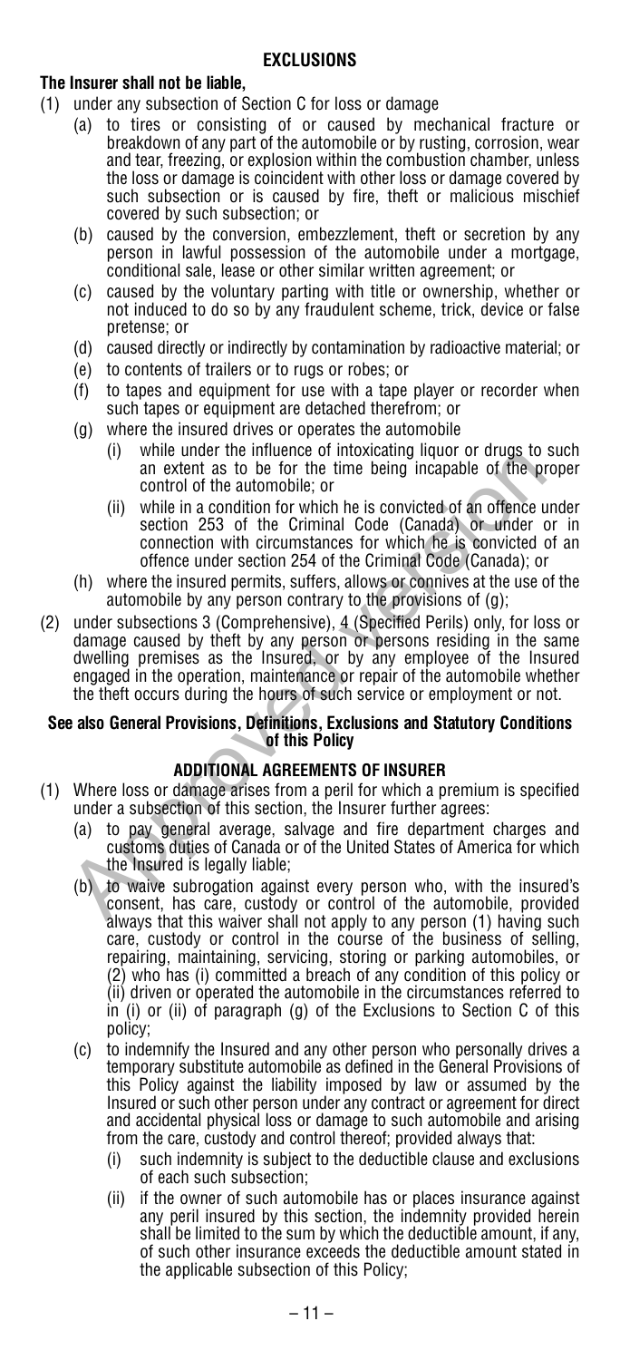## EXCLUSIONS

**The Insurer shall not be liable,**

(1) under any subsection of Section C for loss or damage

  (a) to tires or consisting of or caused by mechanical fracture or breakdown of any part of the automobile or by rusting, corrosion, wear and tear, freezing, or explosion within the combustion chamber, unless the loss or damage is coincident with other loss or damage covered by such subsection or is caused by fire, theft or malicious mischief covered by such subsection; or

  (b) caused by the conversion, embezzlement, theft or secretion by any person in lawful possession of the automobile under a mortgage, conditional sale, lease or other similar written agreement; or

  (c) caused by the voluntary parting with title or ownership, whether or not induced to do so by any fraudulent scheme, trick, device or false pretense; or

  (d) caused directly or indirectly by contamination by radioactive material; or

  (e) to contents of trailers or to rugs or robes; or

  (f) to tapes and equipment for use with a tape player or recorder when such tapes or equipment are detached therefrom; or

  (g) where the insured drives or operates the automobile

    (i) while under the influence of intoxicating liquor or drugs to such an extent as to be for the time being incapable of the proper control of the automobile; or

    (ii) while in a condition for which he is convicted of an offence under section 253 of the Criminal Code (Canada) or under or in connection with circumstances for which he is convicted of an offence under section 254 of the Criminal Code (Canada); or

  (h) where the insured permits, suffers, allows or connives at the use of the automobile by any person contrary to the provisions of (g);

(2) under subsections 3 (Comprehensive), 4 (Specified Perils) only, for loss or damage caused by theft by any person or persons residing in the same dwelling premises as the Insured, or by any employee of the Insured engaged in the operation, maintenance or repair of the automobile whether the theft occurs during the hours of such service or employment or not.

**See also General Provisions, Definitions, Exclusions and Statutory Conditions of this Policy**

## ADDITIONAL AGREEMENTS OF INSURER

(1) Where loss or damage arises from a peril for which a premium is specified under a subsection of this section, the Insurer further agrees:

  (a) to pay general average, salvage and fire department charges and customs duties of Canada or of the United States of America for which the Insured is legally liable;

  (b) to waive subrogation against every person who, with the insured's consent, has care, custody or control of the automobile, provided always that this waiver shall not apply to any person (1) having such care, custody or control in the course of the business of selling, repairing, maintaining, servicing, storing or parking automobiles, or (2) who has (i) committed a breach of any condition of this policy or (ii) driven or operated the automobile in the circumstances referred to in (i) or (ii) of paragraph (g) of the Exclusions to Section C of this policy;

  (c) to indemnify the Insured and any other person who personally drives a temporary substitute automobile as defined in the General Provisions of this Policy against the liability imposed by law or assumed by the Insured or such other person under any contract or agreement for direct and accidental physical loss or damage to such automobile and arising from the care, custody and control thereof; provided always that:

    (i) such indemnity is subject to the deductible clause and exclusions of each such subsection;

    (ii) if the owner of such automobile has or places insurance against any peril insured by this section, the indemnity provided herein shall be limited to the sum by which the deductible amount, if any, of such other insurance exceeds the deductible amount stated in the applicable subsection of this Policy;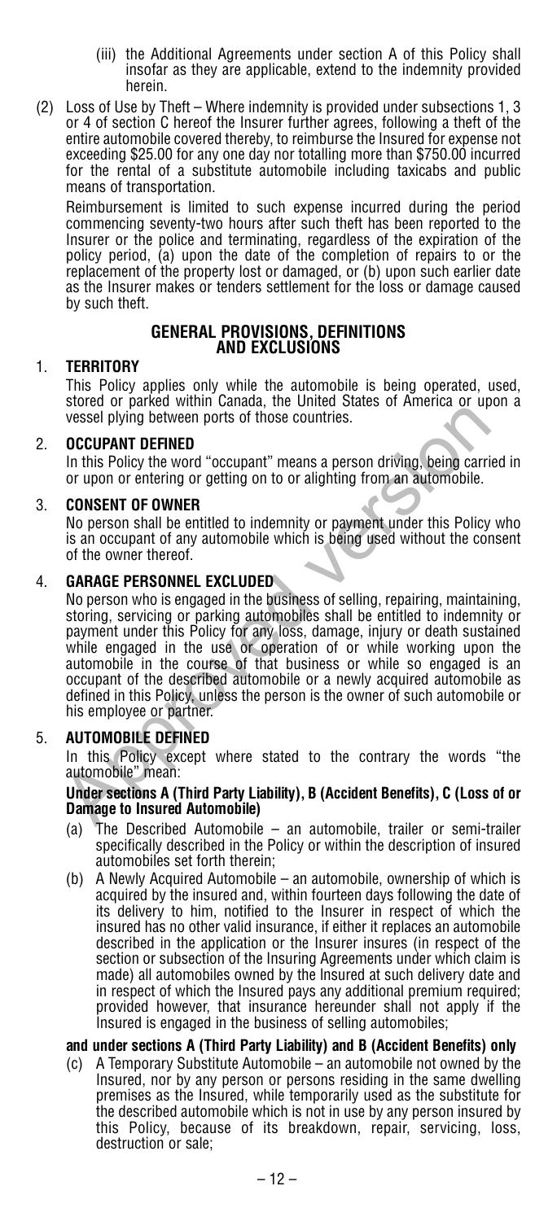(iii) the Additional Agreements under section A of this Policy shall insofar as they are applicable, extend to the indemnity provided herein.

(2) Loss of Use by Theft – Where indemnity is provided under subsections 1, 3 or 4 of section C hereof the Insurer further agrees, following a theft of the entire automobile covered thereby, to reimburse the Insured for expense not exceeding $25.00 for any one day nor totalling more than $750.00 incurred for the rental of a substitute automobile including taxicabs and public means of transportation.

Reimbursement is limited to such expense incurred during the period commencing seventy-two hours after such theft has been reported to the Insurer or the police and terminating, regardless of the expiration of the policy period, (a) upon the date of the completion of repairs to or the replacement of the property lost or damaged, or (b) upon such earlier date as the Insurer makes or tenders settlement for the loss or damage caused by such theft.

## GENERAL PROVISIONS, DEFINITIONS AND EXCLUSIONS

### 1. TERRITORY

This Policy applies only while the automobile is being operated, used, stored or parked within Canada, the United States of America or upon a vessel plying between ports of those countries.

### 2. OCCUPANT DEFINED

In this Policy the word "occupant" means a person driving, being carried in or upon or entering or getting on to or alighting from an automobile.

### 3. CONSENT OF OWNER

No person shall be entitled to indemnity or payment under this Policy who is an occupant of any automobile which is being used without the consent of the owner thereof.

### 4. GARAGE PERSONNEL EXCLUDED

No person who is engaged in the business of selling, repairing, maintaining, storing, servicing or parking automobiles shall be entitled to indemnity or payment under this Policy for any loss, damage, injury or death sustained while engaged in the use or operation of or while working upon the automobile in the course of that business or while so engaged is an occupant of the described automobile or a newly acquired automobile as defined in this Policy, unless the person is the owner of such automobile or his employee or partner.

### 5. AUTOMOBILE DEFINED

In this Policy except where stated to the contrary the words "the automobile" mean:

**Under sections A (Third Party Liability), B (Accident Benefits), C (Loss of or Damage to Insured Automobile)**

(a) The Described Automobile – an automobile, trailer or semi-trailer specifically described in the Policy or within the description of insured automobiles set forth therein;

(b) A Newly Acquired Automobile – an automobile, ownership of which is acquired by the insured and, within fourteen days following the date of its delivery to him, notified to the Insurer in respect of which the insured has no other valid insurance, if either it replaces an automobile described in the application or the Insurer insures (in respect of the section or subsection of the Insuring Agreements under which claim is made) all automobiles owned by the Insured at such delivery date and in respect of which the Insured pays any additional premium required; provided however, that insurance hereunder shall not apply if the Insured is engaged in the business of selling automobiles;

**and under sections A (Third Party Liability) and B (Accident Benefits) only**

(c) A Temporary Substitute Automobile – an automobile not owned by the Insured, nor by any person or persons residing in the same dwelling premises as the Insured, while temporarily used as the substitute for the described automobile which is not in use by any person insured by this Policy, because of its breakdown, repair, servicing, loss, destruction or sale;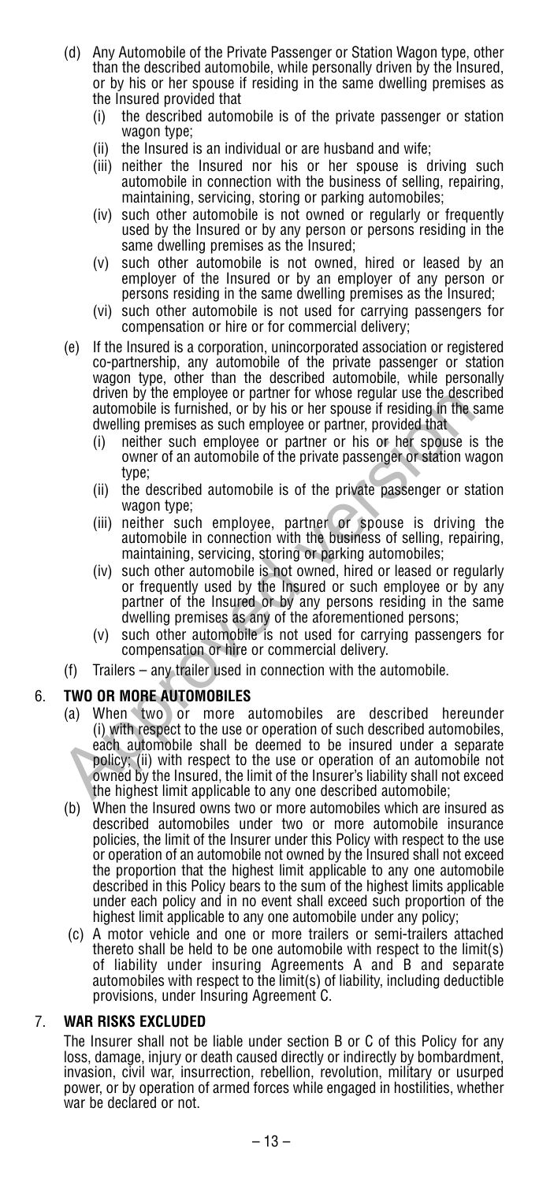(d) Any Automobile of the Private Passenger or Station Wagon type, other than the described automobile, while personally driven by the Insured, or by his or her spouse if residing in the same dwelling premises as the Insured provided that

   (i) the described automobile is of the private passenger or station wagon type;
   (ii) the Insured is an individual or are husband and wife;
   (iii) neither the Insured nor his or her spouse is driving such automobile in connection with the business of selling, repairing, maintaining, servicing, storing or parking automobiles;
   (iv) such other automobile is not owned or regularly or frequently used by the Insured or by any person or persons residing in the same dwelling premises as the Insured;
   (v) such other automobile is not owned, hired or leased by an employer of the Insured or by an employer of any person or persons residing in the same dwelling premises as the Insured;
   (vi) such other automobile is not used for carrying passengers for compensation or hire or for commercial delivery;

(e) If the Insured is a corporation, unincorporated association or registered co-partnership, any automobile of the private passenger or station wagon type, other than the described automobile, while personally driven by the employee or partner for whose regular use the described automobile is furnished, or by his or her spouse if residing in the same dwelling premises as such employee or partner, provided that

   (i) neither such employee or partner or his or her spouse is the owner of an automobile of the private passenger or station wagon type;
   (ii) the described automobile is of the private passenger or station wagon type;
   (iii) neither such employee, partner or spouse is driving the automobile in connection with the business of selling, repairing, maintaining, servicing, storing or parking automobiles;
   (iv) such other automobile is not owned, hired or leased or regularly or frequently used by the Insured or such employee or by any partner of the Insured or by any persons residing in the same dwelling premises as any of the aforementioned persons;
   (v) such other automobile is not used for carrying passengers for compensation or hire or commercial delivery.

(f) Trailers – any trailer used in connection with the automobile.

6. **TWO OR MORE AUTOMOBILES**

   (a) When two or more automobiles are described hereunder (i) with respect to the use or operation of such described automobiles, each automobile shall be deemed to be insured under a separate policy; (ii) with respect to the use or operation of an automobile not owned by the Insured, the limit of the Insurer's liability shall not exceed the highest limit applicable to any one described automobile;
   (b) When the Insured owns two or more automobiles which are insured as described automobiles under two or more automobile insurance policies, the limit of the Insurer under this Policy with respect to the use or operation of an automobile not owned by the Insured shall not exceed the proportion that the highest limit applicable to any one automobile described in this Policy bears to the sum of the highest limits applicable under each policy and in no event shall exceed such proportion of the highest limit applicable to any one automobile under any policy;
   (c) A motor vehicle and one or more trailers or semi-trailers attached thereto shall be held to be one automobile with respect to the limit(s) of liability under insuring Agreements A and B and separate automobiles with respect to the limit(s) of liability, including deductible provisions, under Insuring Agreement C.

7. **WAR RISKS EXCLUDED**

   The Insurer shall not be liable under section B or C of this Policy for any loss, damage, injury or death caused directly or indirectly by bombardment, invasion, civil war, insurrection, rebellion, revolution, military or usurped power, or by operation of armed forces while engaged in hostilities, whether war be declared or not.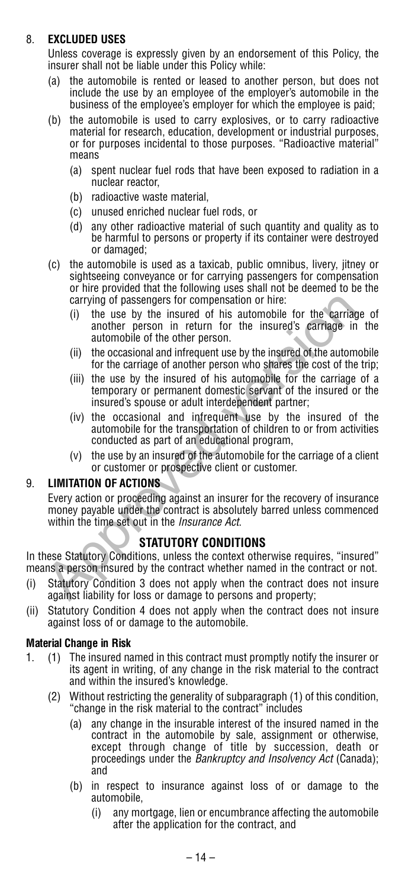8. **EXCLUDED USES**

   Unless coverage is expressly given by an endorsement of this Policy, the insurer shall not be liable under this Policy while:

   (a) the automobile is rented or leased to another person, but does not include the use by an employee of the employer's automobile in the business of the employee's employer for which the employee is paid;

   (b) the automobile is used to carry explosives, or to carry radioactive material for research, education, development or industrial purposes, or for purposes incidental to those purposes. "Radioactive material" means

      (a) spent nuclear fuel rods that have been exposed to radiation in a nuclear reactor,

      (b) radioactive waste material,

      (c) unused enriched nuclear fuel rods, or

      (d) any other radioactive material of such quantity and quality as to be harmful to persons or property if its container were destroyed or damaged;

   (c) the automobile is used as a taxicab, public omnibus, livery, jitney or sightseeing conveyance or for carrying passengers for compensation or hire provided that the following uses shall not be deemed to be the carrying of passengers for compensation or hire:

      (i) the use by the insured of his automobile for the carriage of another person in return for the insured's carriage in the automobile of the other person.

      (ii) the occasional and infrequent use by the insured of the automobile for the carriage of another person who shares the cost of the trip;

      (iii) the use by the insured of his automobile for the carriage of a temporary or permanent domestic servant of the insured or the insured's spouse or adult interdependent partner;

      (iv) the occasional and infrequent use by the insured of the automobile for the transportation of children to or from activities conducted as part of an educational program,

      (v) the use by an insured of the automobile for the carriage of a client or customer or prospective client or customer.

9. **LIMITATION OF ACTIONS**

   Every action or proceeding against an insurer for the recovery of insurance money payable under the contract is absolutely barred unless commenced within the time set out in the *Insurance Act*.

## STATUTORY CONDITIONS

In these Statutory Conditions, unless the context otherwise requires, "insured" means a person insured by the contract whether named in the contract or not.

(i) Statutory Condition 3 does not apply when the contract does not insure against liability for loss or damage to persons and property;

(ii) Statutory Condition 4 does not apply when the contract does not insure against loss of or damage to the automobile.

### Material Change in Risk

1. (1) The insured named in this contract must promptly notify the insurer or its agent in writing, of any change in the risk material to the contract and within the insured's knowledge.

   (2) Without restricting the generality of subparagraph (1) of this condition, "change in the risk material to the contract" includes

      (a) any change in the insurable interest of the insured named in the contract in the automobile by sale, assignment or otherwise, except through change of title by succession, death or proceedings under the *Bankruptcy and Insolvency Act* (Canada); and

      (b) in respect to insurance against loss of or damage to the automobile,

         (i) any mortgage, lien or encumbrance affecting the automobile after the application for the contract, and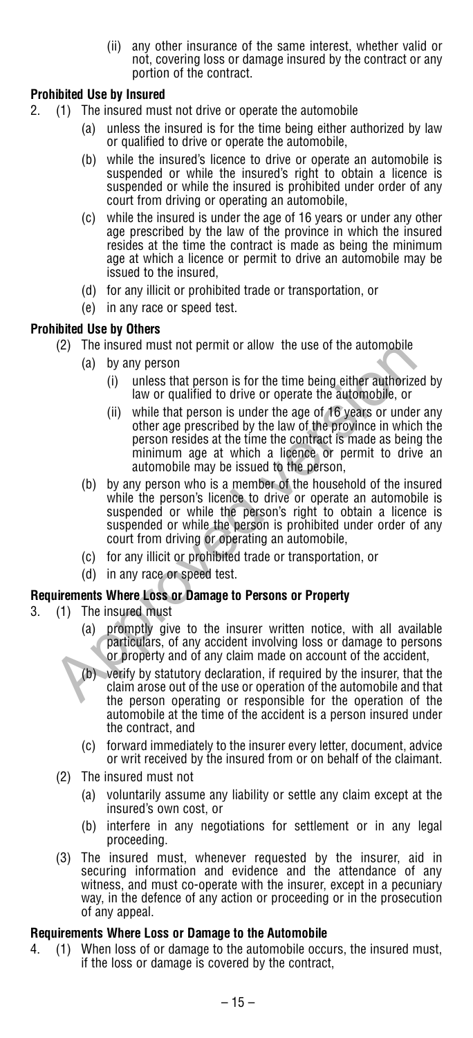(ii) any other insurance of the same interest, whether valid or not, covering loss or damage insured by the contract or any portion of the contract.

**Prohibited Use by Insured**

2. (1) The insured must not drive or operate the automobile

   (a) unless the insured is for the time being either authorized by law or qualified to drive or operate the automobile,

   (b) while the insured's licence to drive or operate an automobile is suspended or while the insured's right to obtain a licence is suspended or while the insured is prohibited under order of any court from driving or operating an automobile,

   (c) while the insured is under the age of 16 years or under any other age prescribed by the law of the province in which the insured resides at the time the contract is made as being the minimum age at which a licence or permit to drive an automobile may be issued to the insured,

   (d) for any illicit or prohibited trade or transportation, or

   (e) in any race or speed test.

**Prohibited Use by Others**

(2) The insured must not permit or allow the use of the automobile

   (a) by any person

      (i) unless that person is for the time being either authorized by law or qualified to drive or operate the automobile, or

      (ii) while that person is under the age of 16 years or under any other age prescribed by the law of the province in which the person resides at the time the contract is made as being the minimum age at which a licence or permit to drive an automobile may be issued to the person,

   (b) by any person who is a member of the household of the insured while the person's licence to drive or operate an automobile is suspended or while the person's right to obtain a licence is suspended or while the person is prohibited under order of any court from driving or operating an automobile,

   (c) for any illicit or prohibited trade or transportation, or

   (d) in any race or speed test.

**Requirements Where Loss or Damage to Persons or Property**

3. (1) The insured must

   (a) promptly give to the insurer written notice, with all available particulars, of any accident involving loss or damage to persons or property and of any claim made on account of the accident,

   (b) verify by statutory declaration, if required by the insurer, that the claim arose out of the use or operation of the automobile and that the person operating or responsible for the operation of the automobile at the time of the accident is a person insured under the contract, and

   (c) forward immediately to the insurer every letter, document, advice or writ received by the insured from or on behalf of the claimant.

(2) The insured must not

   (a) voluntarily assume any liability or settle any claim except at the insured's own cost, or

   (b) interfere in any negotiations for settlement or in any legal proceeding.

(3) The insured must, whenever requested by the insurer, aid in securing information and evidence and the attendance of any witness, and must co-operate with the insurer, except in a pecuniary way, in the defence of any action or proceeding or in the prosecution of any appeal.

**Requirements Where Loss or Damage to the Automobile**

4. (1) When loss of or damage to the automobile occurs, the insured must, if the loss or damage is covered by the contract,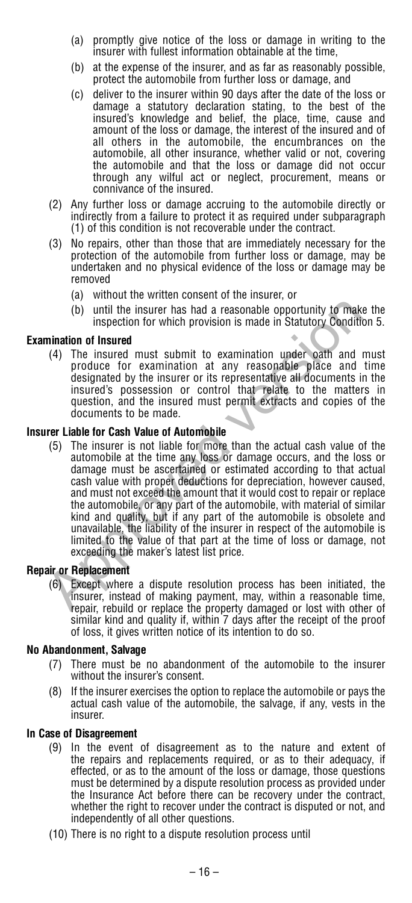- (a) promptly give notice of the loss or damage in writing to the insurer with fullest information obtainable at the time,
- (b) at the expense of the insurer, and as far as reasonably possible, protect the automobile from further loss or damage, and
- (c) deliver to the insurer within 90 days after the date of the loss or damage a statutory declaration stating, to the best of the insured's knowledge and belief, the place, time, cause and amount of the loss or damage, the interest of the insured and of all others in the automobile, the encumbrances on the automobile, all other insurance, whether valid or not, covering the automobile and that the loss or damage did not occur through any wilful act or neglect, procurement, means or connivance of the insured.

(2) Any further loss or damage accruing to the automobile directly or indirectly from a failure to protect it as required under subparagraph (1) of this condition is not recoverable under the contract.

(3) No repairs, other than those that are immediately necessary for the protection of the automobile from further loss or damage, may be undertaken and no physical evidence of the loss or damage may be removed

- (a) without the written consent of the insurer, or
- (b) until the insurer has had a reasonable opportunity to make the inspection for which provision is made in Statutory Condition 5.

**Examination of Insured**

(4) The insured must submit to examination under oath and must produce for examination at any reasonable place and time designated by the insurer or its representative all documents in the insured's possession or control that relate to the matters in question, and the insured must permit extracts and copies of the documents to be made.

**Insurer Liable for Cash Value of Automobile**

(5) The insurer is not liable for more than the actual cash value of the automobile at the time any loss or damage occurs, and the loss or damage must be ascertained or estimated according to that actual cash value with proper deductions for depreciation, however caused, and must not exceed the amount that it would cost to repair or replace the automobile, or any part of the automobile, with material of similar kind and quality, but if any part of the automobile is obsolete and unavailable, the liability of the insurer in respect of the automobile is limited to the value of that part at the time of loss or damage, not exceeding the maker's latest list price.

**Repair or Replacement**

(6) Except where a dispute resolution process has been initiated, the insurer, instead of making payment, may, within a reasonable time, repair, rebuild or replace the property damaged or lost with other of similar kind and quality if, within 7 days after the receipt of the proof of loss, it gives written notice of its intention to do so.

**No Abandonment, Salvage**

(7) There must be no abandonment of the automobile to the insurer without the insurer's consent.

(8) If the insurer exercises the option to replace the automobile or pays the actual cash value of the automobile, the salvage, if any, vests in the insurer.

**In Case of Disagreement**

(9) In the event of disagreement as to the nature and extent of the repairs and replacements required, or as to their adequacy, if effected, or as to the amount of the loss or damage, those questions must be determined by a dispute resolution process as provided under the Insurance Act before there can be recovery under the contract, whether the right to recover under the contract is disputed or not, and independently of all other questions.

(10) There is no right to a dispute resolution process until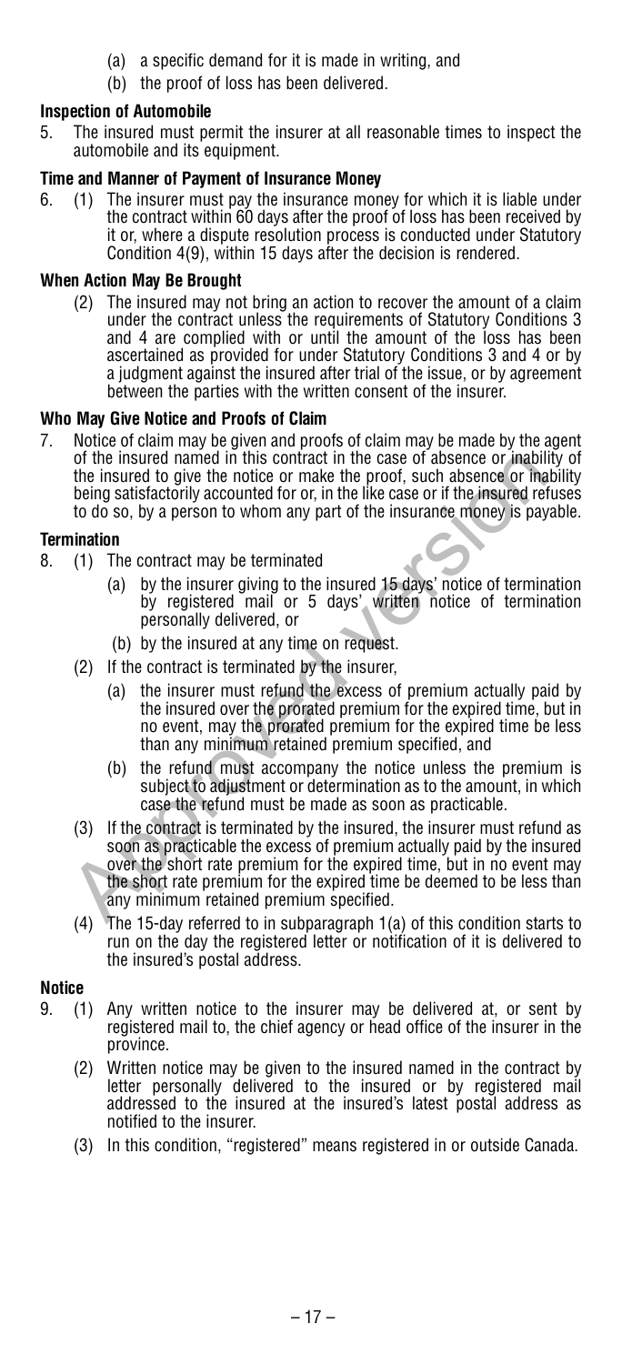(a) a specific demand for it is made in writing, and

(b) the proof of loss has been delivered.

**Inspection of Automobile**

5. The insured must permit the insurer at all reasonable times to inspect the automobile and its equipment.

**Time and Manner of Payment of Insurance Money**

6. (1) The insurer must pay the insurance money for which it is liable under the contract within 60 days after the proof of loss has been received by it or, where a dispute resolution process is conducted under Statutory Condition 4(9), within 15 days after the decision is rendered.

**When Action May Be Brought**

(2) The insured may not bring an action to recover the amount of a claim under the contract unless the requirements of Statutory Conditions 3 and 4 are complied with or until the amount of the loss has been ascertained as provided for under Statutory Conditions 3 and 4 or by a judgment against the insured after trial of the issue, or by agreement between the parties with the written consent of the insurer.

**Who May Give Notice and Proofs of Claim**

7. Notice of claim may be given and proofs of claim may be made by the agent of the insured named in this contract in the case of absence or inability of the insured to give the notice or make the proof, such absence or inability being satisfactorily accounted for or, in the like case or if the insured refuses to do so, by a person to whom any part of the insurance money is payable.

**Termination**

8. (1) The contract may be terminated

(a) by the insurer giving to the insured 15 days' notice of termination by registered mail or 5 days' written notice of termination personally delivered, or

(b) by the insured at any time on request.

(2) If the contract is terminated by the insurer,

(a) the insurer must refund the excess of premium actually paid by the insured over the prorated premium for the expired time, but in no event, may the prorated premium for the expired time be less than any minimum retained premium specified, and

(b) the refund must accompany the notice unless the premium is subject to adjustment or determination as to the amount, in which case the refund must be made as soon as practicable.

(3) If the contract is terminated by the insured, the insurer must refund as soon as practicable the excess of premium actually paid by the insured over the short rate premium for the expired time, but in no event may the short rate premium for the expired time be deemed to be less than any minimum retained premium specified.

(4) The 15-day referred to in subparagraph 1(a) of this condition starts to run on the day the registered letter or notification of it is delivered to the insured's postal address.

**Notice**

9. (1) Any written notice to the insurer may be delivered at, or sent by registered mail to, the chief agency or head office of the insurer in the province.

(2) Written notice may be given to the insured named in the contract by letter personally delivered to the insured or by registered mail addressed to the insured at the insured's latest postal address as notified to the insurer.

(3) In this condition, "registered" means registered in or outside Canada.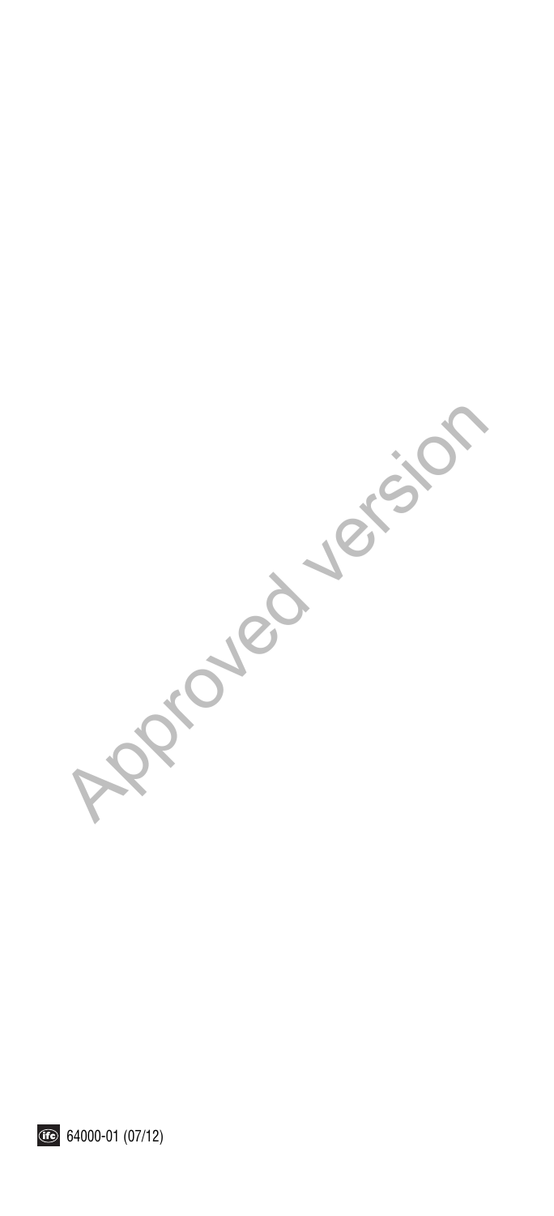Approved version

ifc 64000-01 (07/12)